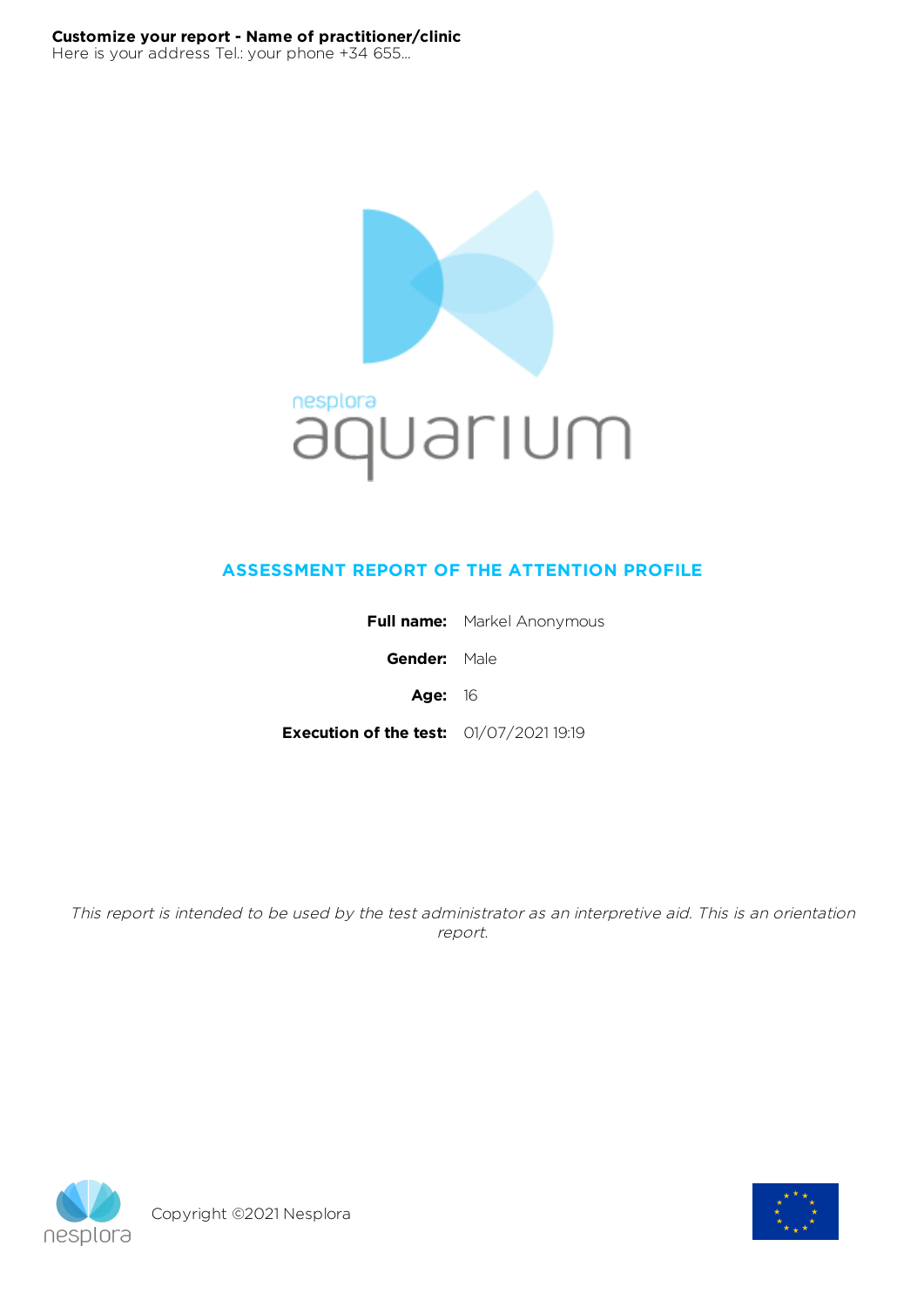**Customize your report - Name of practitioner/clinic**
Here is your address Tel.: your phone +34 655...

nesplora
aquarium

## ASSESSMENT REPORT OF THE ATTENTION PROFILE

**Full name:** Markel Anonymous

**Gender:** Male

**Age:** 16

**Execution of the test:** 01/07/2021 19:19

*This report is intended to be used by the test administrator as an interpretive aid. This is an orientation report.*

Copyright ©2021 Nesplora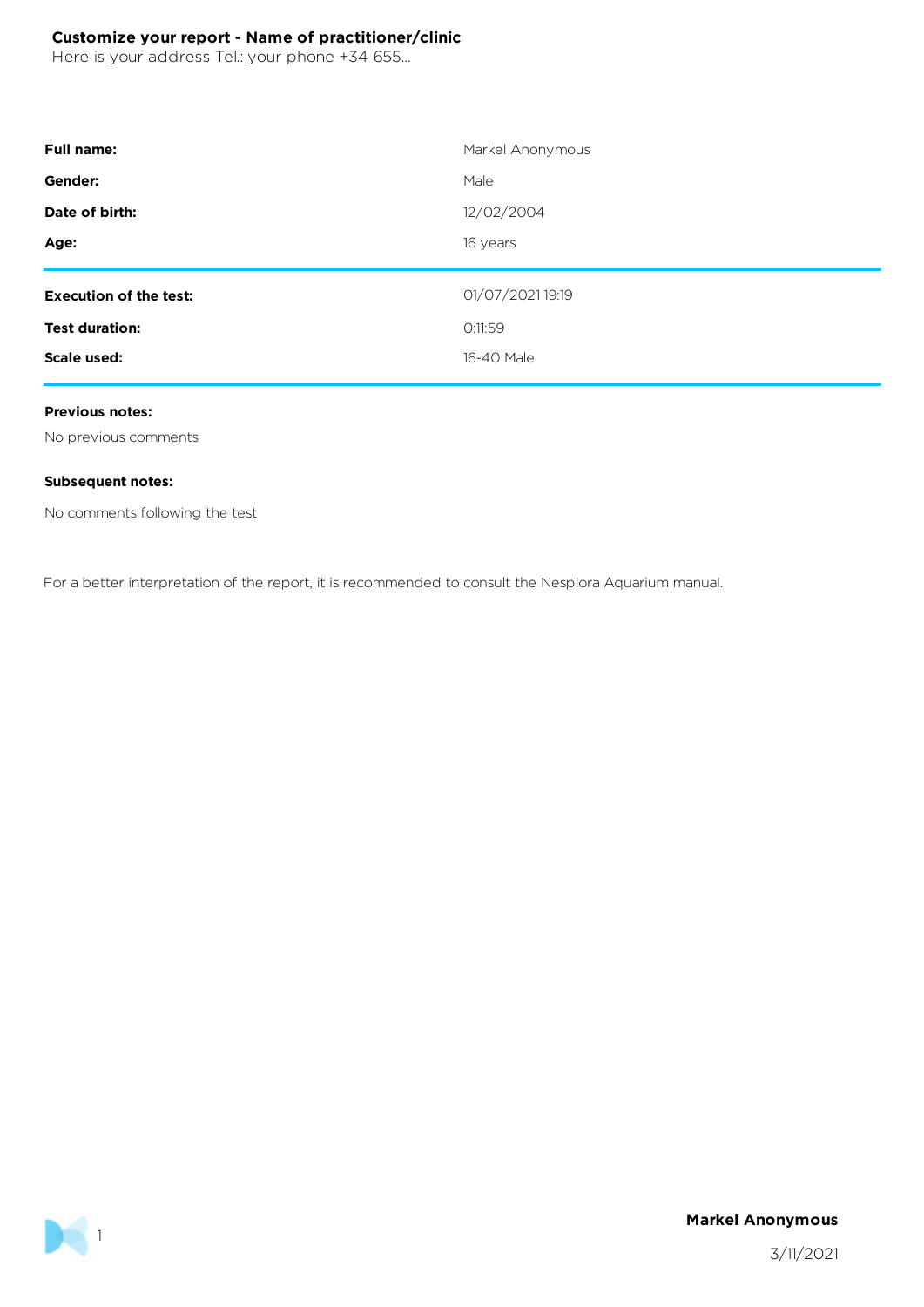**Customize your report - Name of practitioner/clinic**
Here is your address Tel.: your phone +34 655...

| | |
|---|---|
| **Full name:** | Markel Anonymous |
| **Gender:** | Male |
| **Date of birth:** | 12/02/2004 |
| **Age:** | 16 years |

| | |
|---|---|
| **Execution of the test:** | 01/07/2021 19:19 |
| **Test duration:** | 0:11:59 |
| **Scale used:** | 16-40 Male |

**Previous notes:**

No previous comments

**Subsequent notes:**

No comments following the test

For a better interpretation of the report, it is recommended to consult the Nesplora Aquarium manual.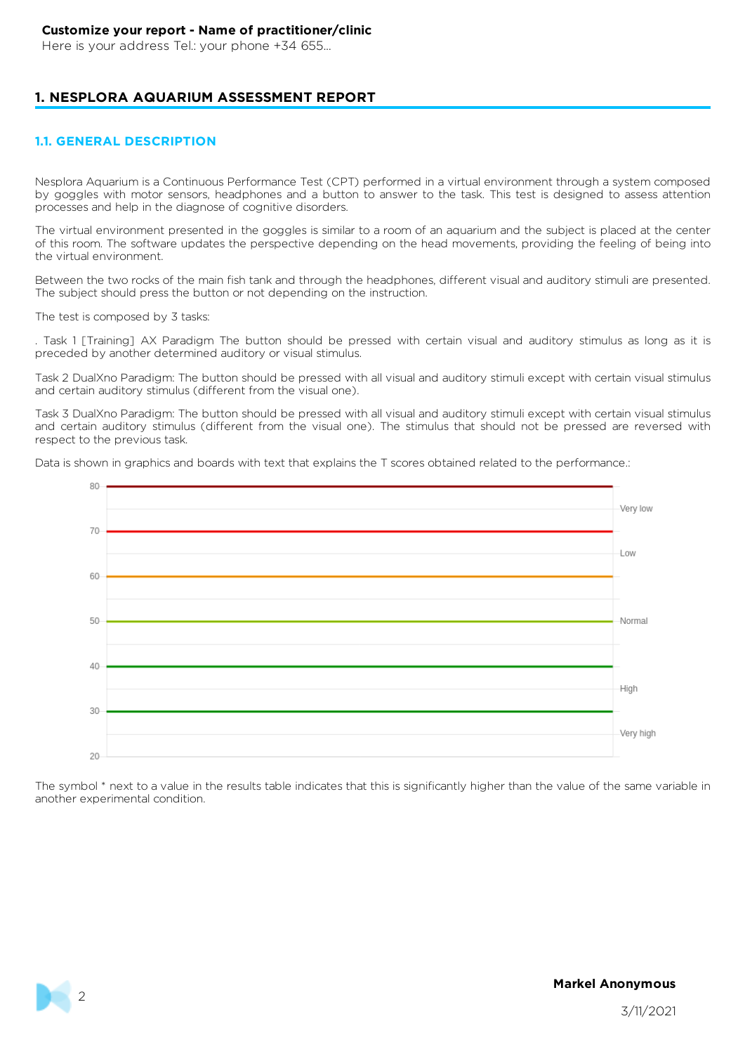# 1. NESPLORA AQUARIUM ASSESSMENT REPORT

## 1.1. GENERAL DESCRIPTION

Nesplora Aquarium is a Continuous Performance Test (CPT) performed in a virtual environment through a system composed by goggles with motor sensors, headphones and a button to answer to the task. This test is designed to assess attention processes and help in the diagnose of cognitive disorders.

The virtual environment presented in the goggles is similar to a room of an aquarium and the subject is placed at the center of this room. The software updates the perspective depending on the head movements, providing the feeling of being into the virtual environment.

Between the two rocks of the main fish tank and through the headphones, different visual and auditory stimuli are presented. The subject should press the button or not depending on the instruction.

The test is composed by 3 tasks:

. Task 1 [Training] AX Paradigm The button should be pressed with certain visual and auditory stimulus as long as it is preceded by another determined auditory or visual stimulus.

Task 2 DualXno Paradigm: The button should be pressed with all visual and auditory stimuli except with certain visual stimulus and certain auditory stimulus (different from the visual one).

Task 3 DualXno Paradigm: The button should be pressed with all visual and auditory stimuli except with certain visual stimulus and certain auditory stimulus (different from the visual one). The stimulus that should not be pressed are reversed with respect to the previous task.

Data is shown in graphics and boards with text that explains the T scores obtained related to the performance.:

The symbol * next to a value in the results table indicates that this is significantly higher than the value of the same variable in another experimental condition.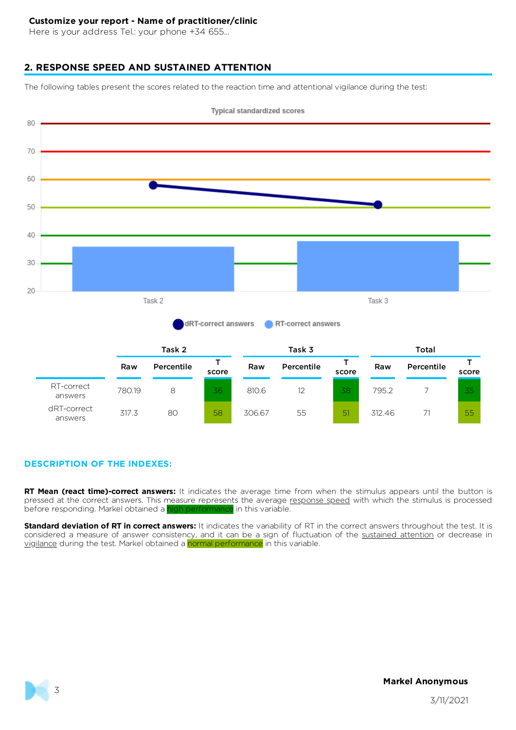**Customize your report - Name of practitioner/clinic**
Here is your address Tel.: your phone +34 655...

## 2. RESPONSE SPEED AND SUSTAINED ATTENTION

The following tables present the scores related to the reaction time and attentional vigilance during the test:

Typical standardized scores

|  | Task 2 | | | Task 3 | | | Total | | |
|---|---|---|---|---|---|---|---|---|---|
|  | Raw | Percentile | T score | Raw | Percentile | T score | Raw | Percentile | T score |
| RT-correct answers | 780.19 | 8 | 36 | 810.6 | 12 | 38 | 795.2 | 7 | 35 |
| dRT-correct answers | 317.3 | 80 | 58 | 306.67 | 55 | 51 | 312.46 | 71 | 55 |

### DESCRIPTION OF THE INDEXES:

**RT Mean (react time)-correct answers:** It indicates the average time from when the stimulus appears until the button is pressed at the correct answers. This measure represents the average response speed with which the stimulus is processed before responding. Markel obtained a high performance in this variable.

**Standard deviation of RT in correct answers:** It indicates the variability of RT in the correct answers throughout the test. It is considered a measure of answer consistency, and it can be a sign of fluctuation of the sustained attention or decrease in vigilance during the test. Markel obtained a normal performance in this variable.

**Markel Anonymous**

3/11/2021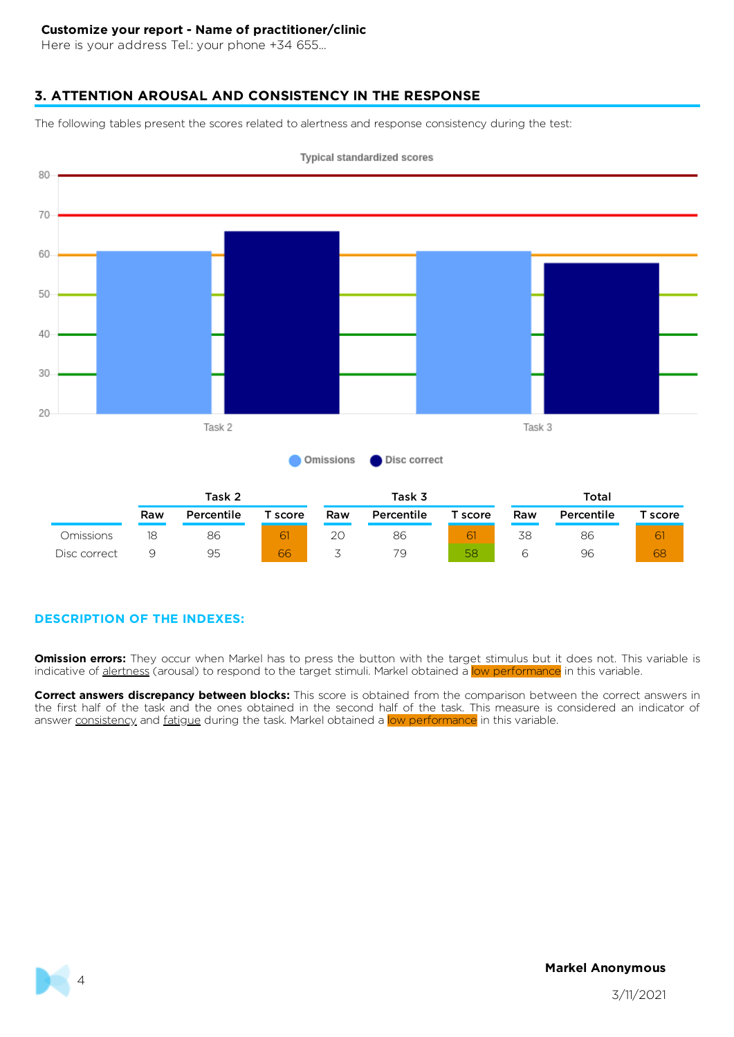**Customize your report - Name of practitioner/clinic**
Here is your address Tel.: your phone +34 655...

## 3. ATTENTION AROUSAL AND CONSISTENCY IN THE RESPONSE

The following tables present the scores related to alertness and response consistency during the test:

| | Task 2 | | | Task 3 | | | Total | | |
|---|---|---|---|---|---|---|---|---|---|
| | Raw | Percentile | T score | Raw | Percentile | T score | Raw | Percentile | T score |
| Omissions | 18 | 86 | 61 | 20 | 86 | 61 | 38 | 86 | 61 |
| Disc correct | 9 | 95 | 66 | 3 | 79 | 58 | 6 | 96 | 68 |

### DESCRIPTION OF THE INDEXES:

**Omission errors:** They occur when Markel has to press the button with the target stimulus but it does not. This variable is indicative of alertness (arousal) to respond to the target stimuli. Markel obtained a low performance in this variable.

**Correct answers discrepancy between blocks:** This score is obtained from the comparison between the correct answers in the first half of the task and the ones obtained in the second half of the task. This measure is considered an indicator of answer consistency and fatigue during the task. Markel obtained a low performance in this variable.

**Markel Anonymous**

3/11/2021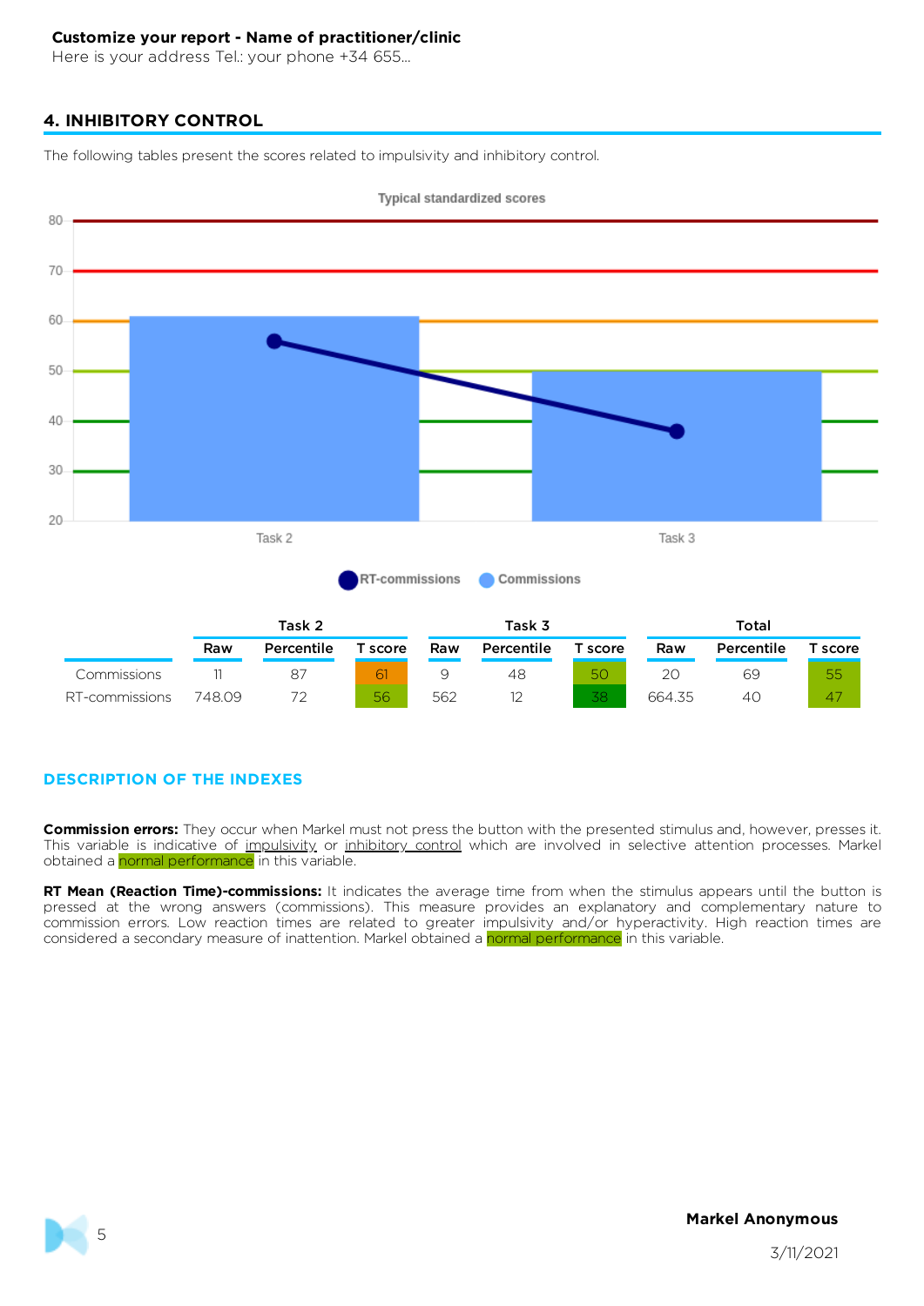**Customize your report - Name of practitioner/clinic**
Here is your address Tel.: your phone +34 655...

## 4. INHIBITORY CONTROL

The following tables present the scores related to impulsivity and inhibitory control.

| | Task 2 | | | Task 3 | | | Total | | |
|---|---|---|---|---|---|---|---|---|---|
| | Raw | Percentile | T score | Raw | Percentile | T score | Raw | Percentile | T score |
| Commissions | 11 | 87 | 61 | 9 | 48 | 50 | 20 | 69 | 55 |
| RT-commissions | 748.09 | 72 | 56 | 562 | 12 | 38 | 664.35 | 40 | 47 |

### DESCRIPTION OF THE INDEXES

**Commission errors:** They occur when Markel must not press the button with the presented stimulus and, however, presses it. This variable is indicative of impulsivity or inhibitory control which are involved in selective attention processes. Markel obtained a normal performance in this variable.

**RT Mean (Reaction Time)-commissions:** It indicates the average time from when the stimulus appears until the button is pressed at the wrong answers (commissions). This measure provides an explanatory and complementary nature to commission errors. Low reaction times are related to greater impulsivity and/or hyperactivity. High reaction times are considered a secondary measure of inattention. Markel obtained a normal performance in this variable.

**Markel Anonymous**

3/11/2021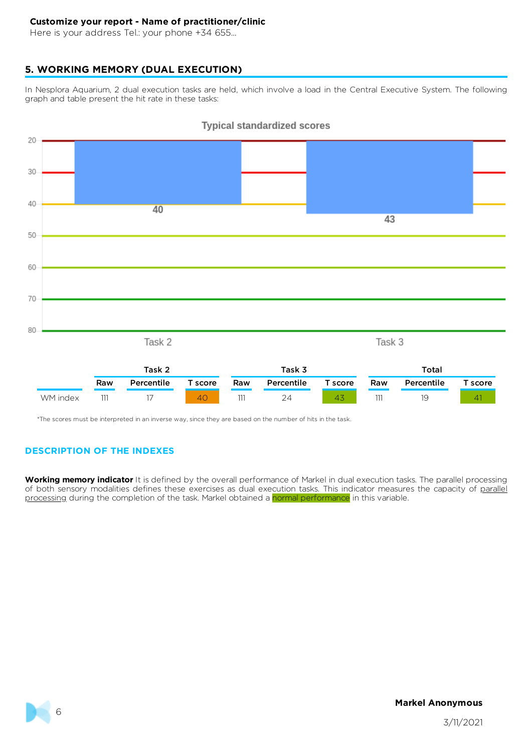**Customize your report - Name of practitioner/clinic**
Here is your address Tel.: your phone +34 655...

## 5. WORKING MEMORY (DUAL EXECUTION)

In Nesplora Aquarium, 2 dual execution tasks are held, which involve a load in the Central Executive System. The following graph and table present the hit rate in these tasks:

Typical standardized scores

| | Task 2 | | | Task 3 | | | Total | | |
|---|---|---|---|---|---|---|---|---|---|
| | Raw | Percentile | T score | Raw | Percentile | T score | Raw | Percentile | T score |
| WM index | 111 | 17 | 40 | 111 | 24 | 43 | 111 | 19 | 41 |

*The scores must be interpreted in an inverse way, since they are based on the number of hits in the task.

### DESCRIPTION OF THE INDEXES

**Working memory indicator** It is defined by the overall performance of Markel in dual execution tasks. The parallel processing of both sensory modalities defines these exercises as dual execution tasks. This indicator measures the capacity of parallel processing during the completion of the task. Markel obtained a normal performance in this variable.

**Markel Anonymous**
3/11/2021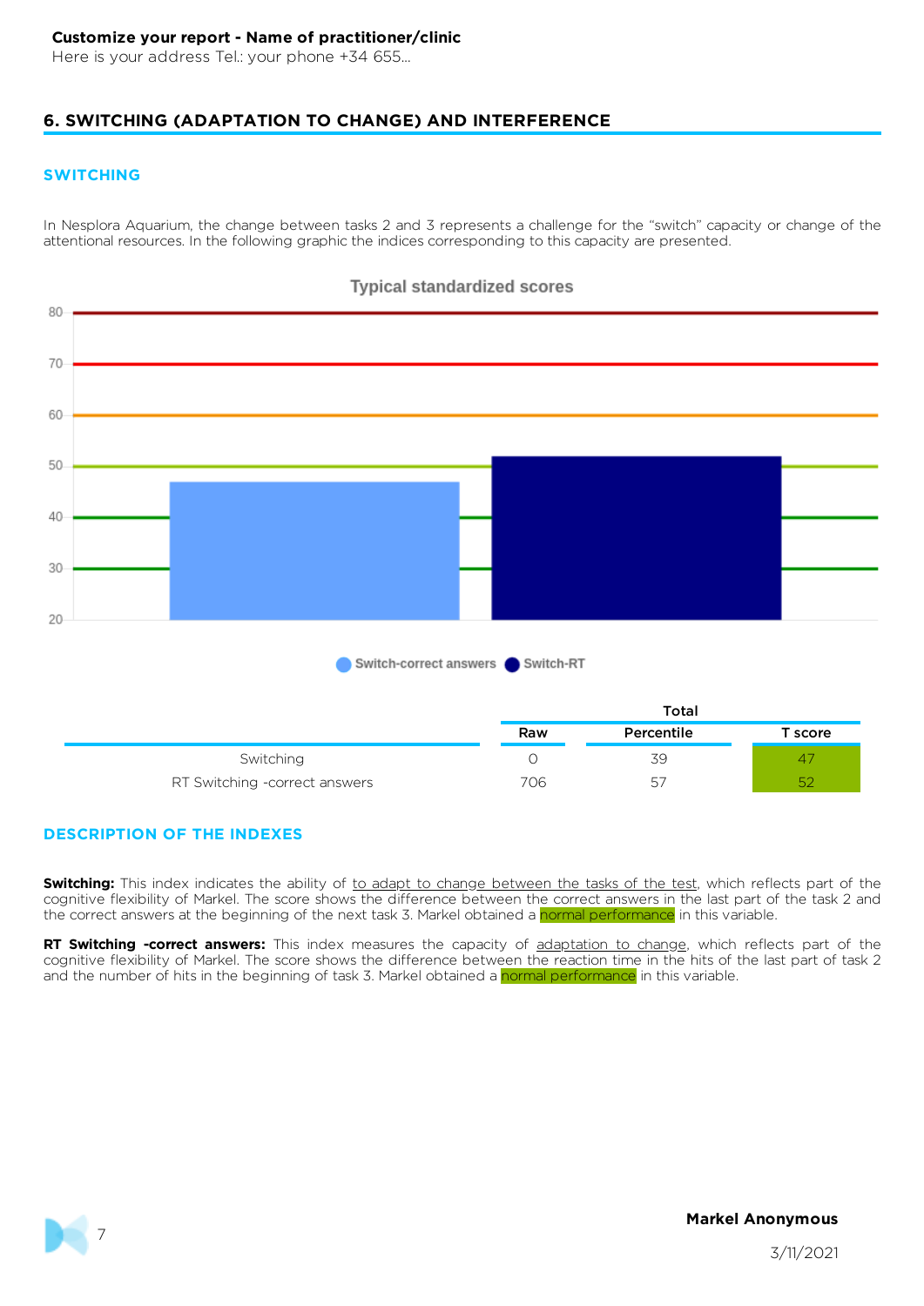**Customize your report - Name of practitioner/clinic**
Here is your address Tel.: your phone +34 655...

## 6. SWITCHING (ADAPTATION TO CHANGE) AND INTERFERENCE

### SWITCHING

In Nesplora Aquarium, the change between tasks 2 and 3 represents a challenge for the "switch" capacity or change of the attentional resources. In the following graphic the indices corresponding to this capacity are presented.

Typical standardized scores

Switch-correct answers · Switch-RT

| | Total | | |
|---|---|---|---|
| | Raw | Percentile | T score |
| Switching | 0 | 39 | 47 |
| RT Switching -correct answers | 706 | 57 | 52 |

### DESCRIPTION OF THE INDEXES

**Switching:** This index indicates the ability of to adapt to change between the tasks of the test, which reflects part of the cognitive flexibility of Markel. The score shows the difference between the correct answers in the last part of the task 2 and the correct answers at the beginning of the next task 3. Markel obtained a normal performance in this variable.

**RT Switching -correct answers:** This index measures the capacity of adaptation to change, which reflects part of the cognitive flexibility of Markel. The score shows the difference between the reaction time in the hits of the last part of task 2 and the number of hits in the beginning of task 3. Markel obtained a normal performance in this variable.

**Markel Anonymous**

3/11/2021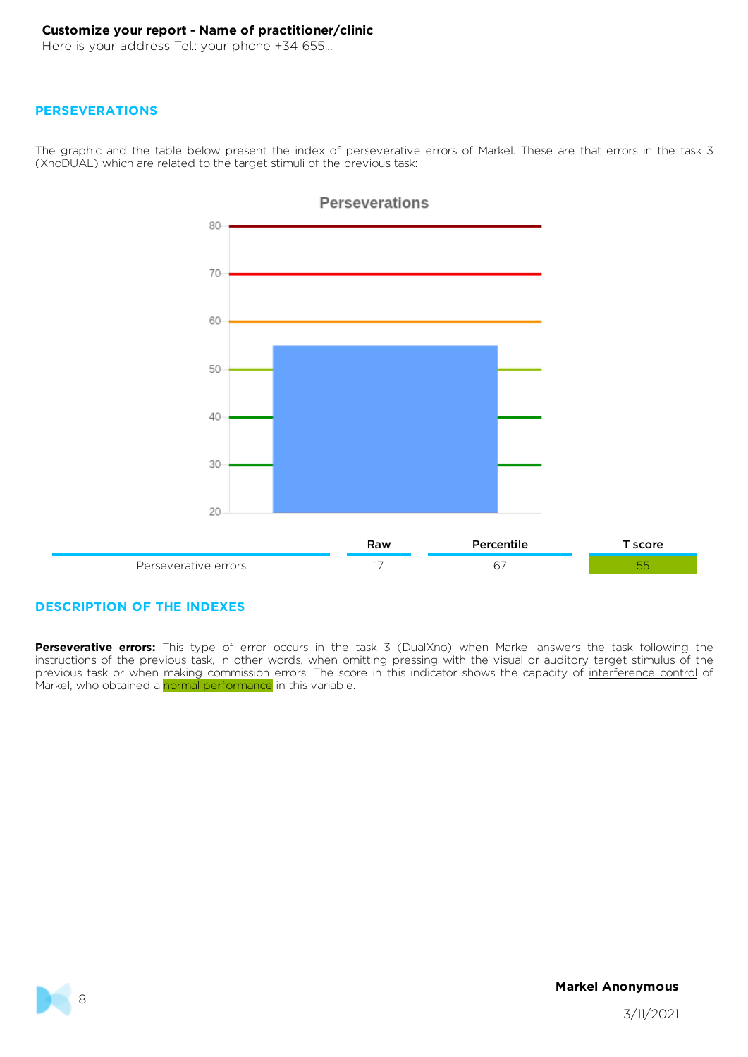**Customize your report - Name of practitioner/clinic**
Here is your address Tel.: your phone +34 655...

## PERSEVERATIONS

The graphic and the table below present the index of perseverative errors of Markel. These are that errors in the task 3 (XnoDUAL) which are related to the target stimuli of the previous task:

| | Raw | Percentile | T score |
|---|---|---|---|
| Perseverative errors | 17 | 67 | 55 |

## DESCRIPTION OF THE INDEXES

**Perseverative errors:** This type of error occurs in the task 3 (DualXno) when Markel answers the task following the instructions of the previous task, in other words, when omitting pressing with the visual or auditory target stimulus of the previous task or when making commission errors. The score in this indicator shows the capacity of interference control of Markel, who obtained a normal performance in this variable.

**Markel Anonymous**

3/11/2021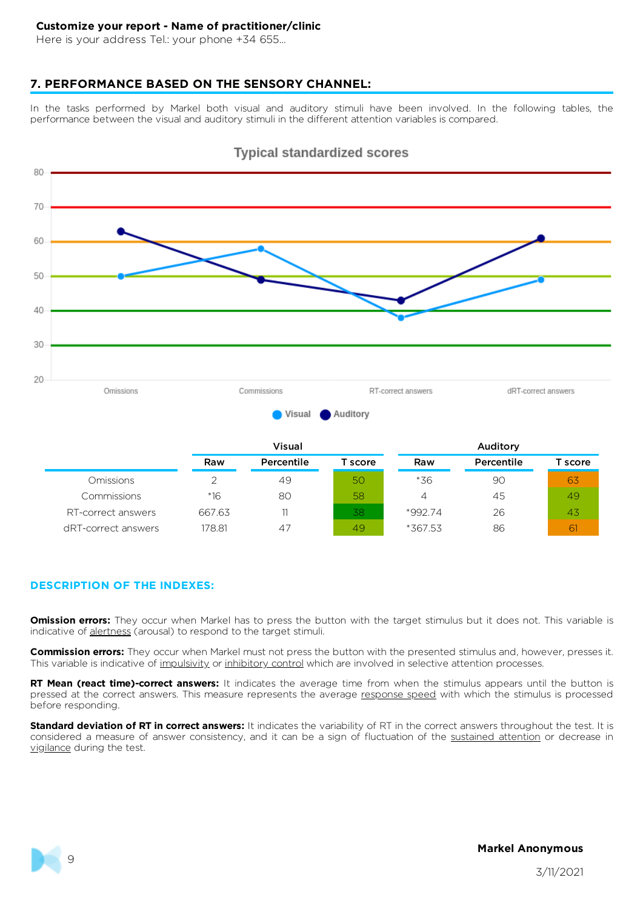**Customize your report - Name of practitioner/clinic**
Here is your address Tel.: your phone +34 655...

## 7. PERFORMANCE BASED ON THE SENSORY CHANNEL:

In the tasks performed by Markel both visual and auditory stimuli have been involved. In the following tables, the performance between the visual and auditory stimuli in the different attention variables is compared.

Typical standardized scores

| | Visual | | | Auditory | | |
|---|---|---|---|---|---|---|
| | Raw | Percentile | T score | Raw | Percentile | T score |
| Omissions | 2 | 49 | 50 | *36 | 90 | 63 |
| Commissions | *16 | 80 | 58 | 4 | 45 | 49 |
| RT-correct answers | 667.63 | 11 | 38 | *992.74 | 26 | 43 |
| dRT-correct answers | 178.81 | 47 | 49 | *367.53 | 86 | 61 |

### DESCRIPTION OF THE INDEXES:

**Omission errors:** They occur when Markel has to press the button with the target stimulus but it does not. This variable is indicative of alertness (arousal) to respond to the target stimuli.

**Commission errors:** They occur when Markel must not press the button with the presented stimulus and, however, presses it. This variable is indicative of impulsivity or inhibitory control which are involved in selective attention processes.

**RT Mean (react time)-correct answers:** It indicates the average time from when the stimulus appears until the button is pressed at the correct answers. This measure represents the average response speed with which the stimulus is processed before responding.

**Standard deviation of RT in correct answers:** It indicates the variability of RT in the correct answers throughout the test. It is considered a measure of answer consistency, and it can be a sign of fluctuation of the sustained attention or decrease in vigilance during the test.

**Markel Anonymous**

3/11/2021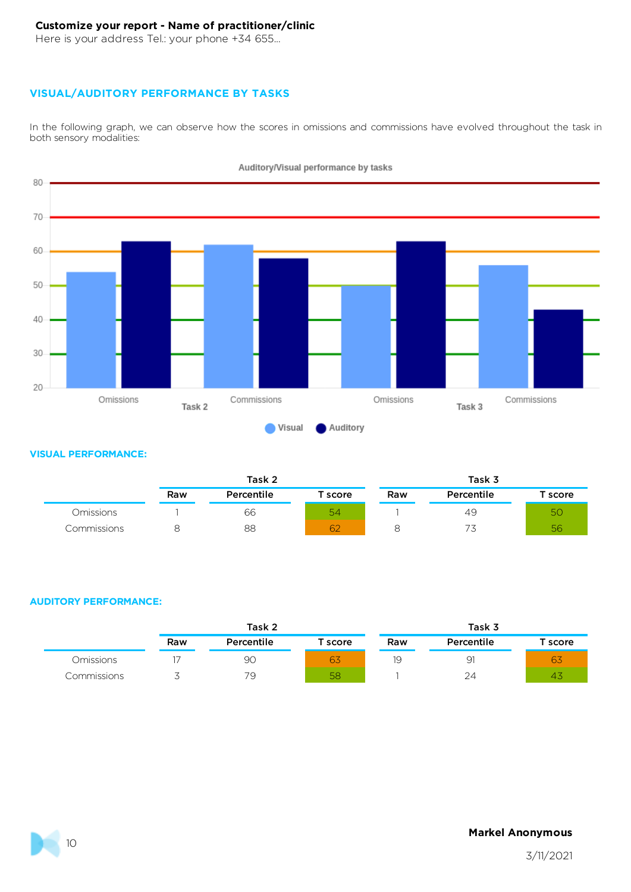**Customize your report - Name of practitioner/clinic**
Here is your address Tel.: your phone +34 655...

## VISUAL/AUDITORY PERFORMANCE BY TASKS

In the following graph, we can observe how the scores in omissions and commissions have evolved throughout the task in both sensory modalities:

Auditory/Visual performance by tasks

| | Task 2 Omissions | Task 2 Commissions | Task 3 Omissions | Task 3 Commissions |
|---|---|---|---|---|
| Visual | 54 | 62 | 50 | 56 |
| Auditory | 63 | 58 | 63 | 43 |

### VISUAL PERFORMANCE:

| | Task 2 | | | Task 3 | | |
|---|---|---|---|---|---|---|
| | Raw | Percentile | T score | Raw | Percentile | T score |
| Omissions | 1 | 66 | 54 | 1 | 49 | 50 |
| Commissions | 8 | 88 | 62 | 8 | 73 | 56 |

### AUDITORY PERFORMANCE:

| | Task 2 | | | Task 3 | | |
|---|---|---|---|---|---|---|
| | Raw | Percentile | T score | Raw | Percentile | T score |
| Omissions | 17 | 90 | 63 | 19 | 91 | 63 |
| Commissions | 3 | 79 | 58 | 1 | 24 | 43 |

**Markel Anonymous**

3/11/2021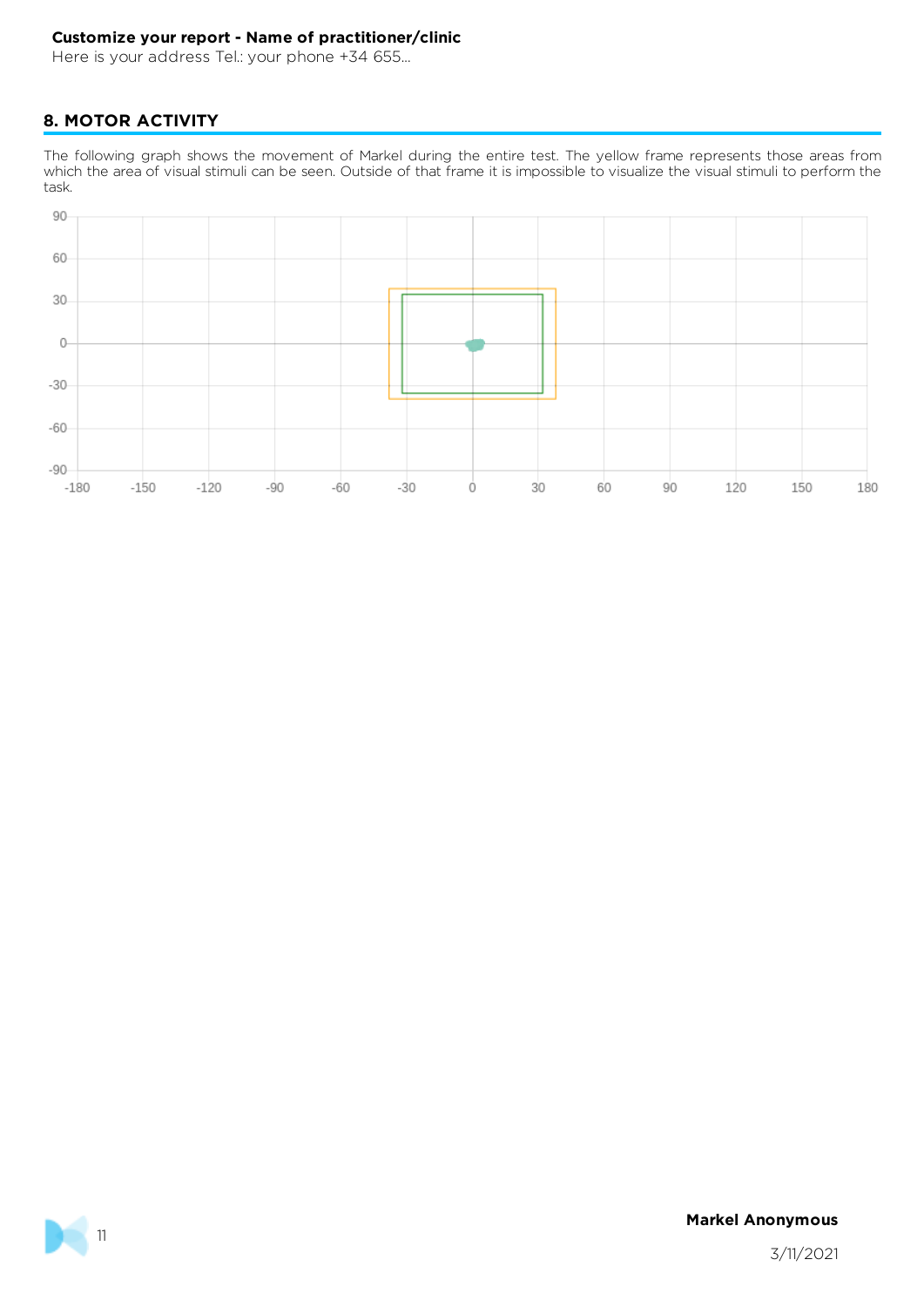**Customize your report - Name of practitioner/clinic**

Here is your address Tel.: your phone +34 655...

## 8. MOTOR ACTIVITY

The following graph shows the movement of Markel during the entire test. The yellow frame represents those areas from which the area of visual stimuli can be seen. Outside of that frame it is impossible to visualize the visual stimuli to perform the task.

**Markel Anonymous**

3/11/2021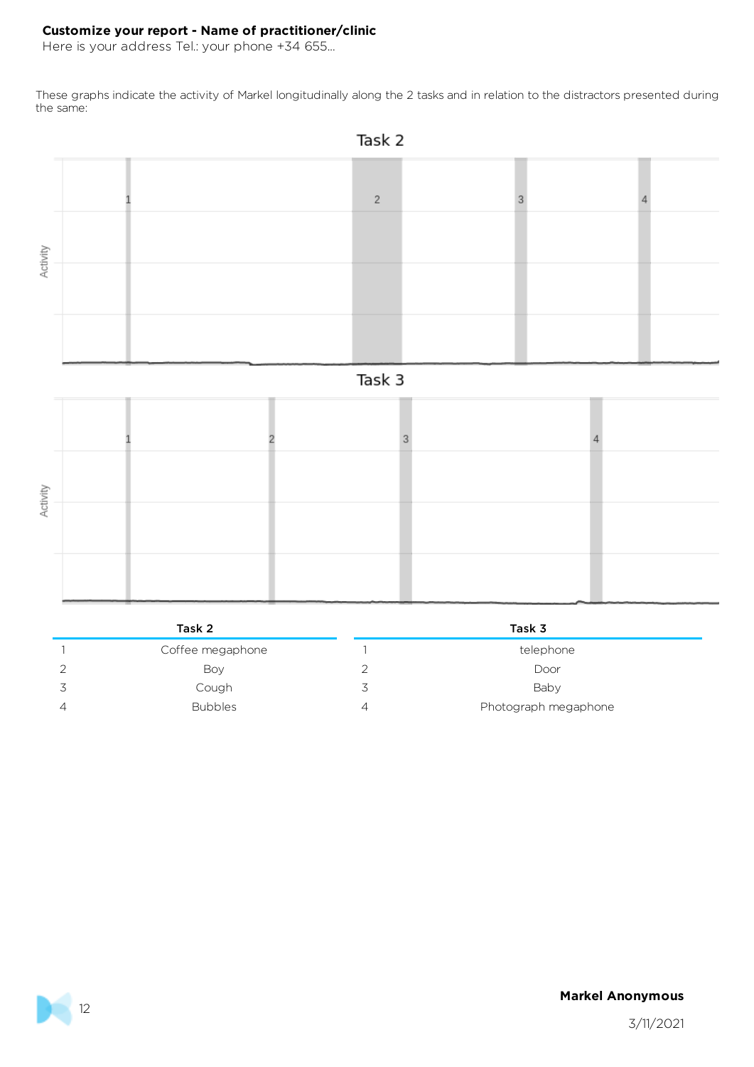**Customize your report - Name of practitioner/clinic**
Here is your address Tel.: your phone +34 655...

These graphs indicate the activity of Markel longitudinally along the 2 tasks and in relation to the distractors presented during the same:

Task 2

Task 3

| Task 2 | | Task 3 | |
|---|---|---|---|
| 1 | Coffee megaphone | 1 | telephone |
| 2 | Boy | 2 | Door |
| 3 | Cough | 3 | Baby |
| 4 | Bubbles | 4 | Photograph megaphone |

**Markel Anonymous**

3/11/2021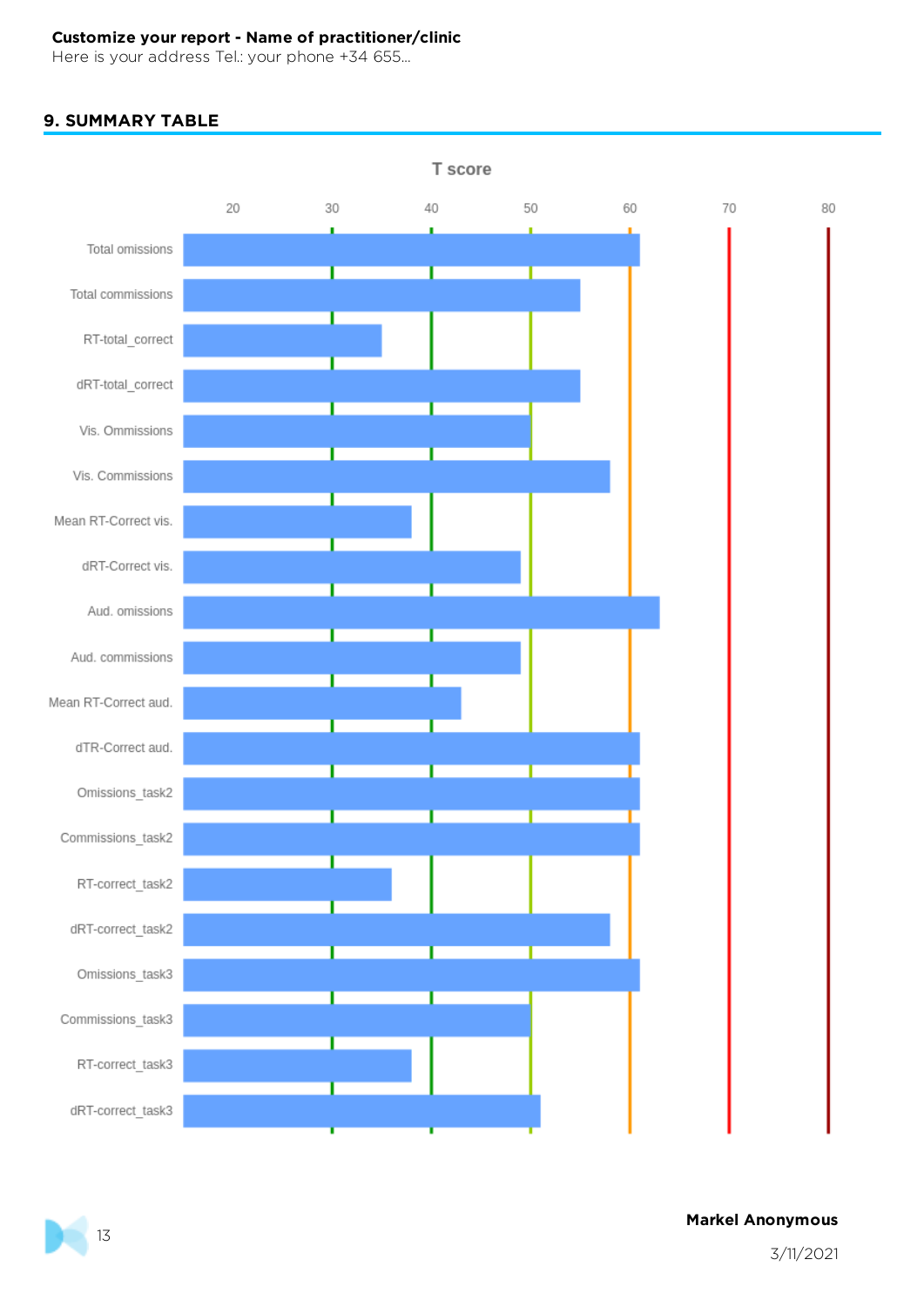**Customize your report - Name of practitioner/clinic**
Here is your address Tel.: your phone +34 655...

## 9. SUMMARY TABLE

T score

20
30
40
50
60
70
80

Total omissions
Total commissions
RT-total_correct
dRT-total_correct
Vis. Ommissions
Vis. Commissions
Mean RT-Correct vis.
dRT-Correct vis.
Aud. omissions
Aud. commissions
Mean RT-Correct aud.
dTR-Correct aud.
Omissions_task2
Commissions_task2
RT-correct_task2
dRT-correct_task2
Omissions_task3
Commissions_task3
RT-correct_task3
dRT-correct_task3

**Markel Anonymous**

3/11/2021